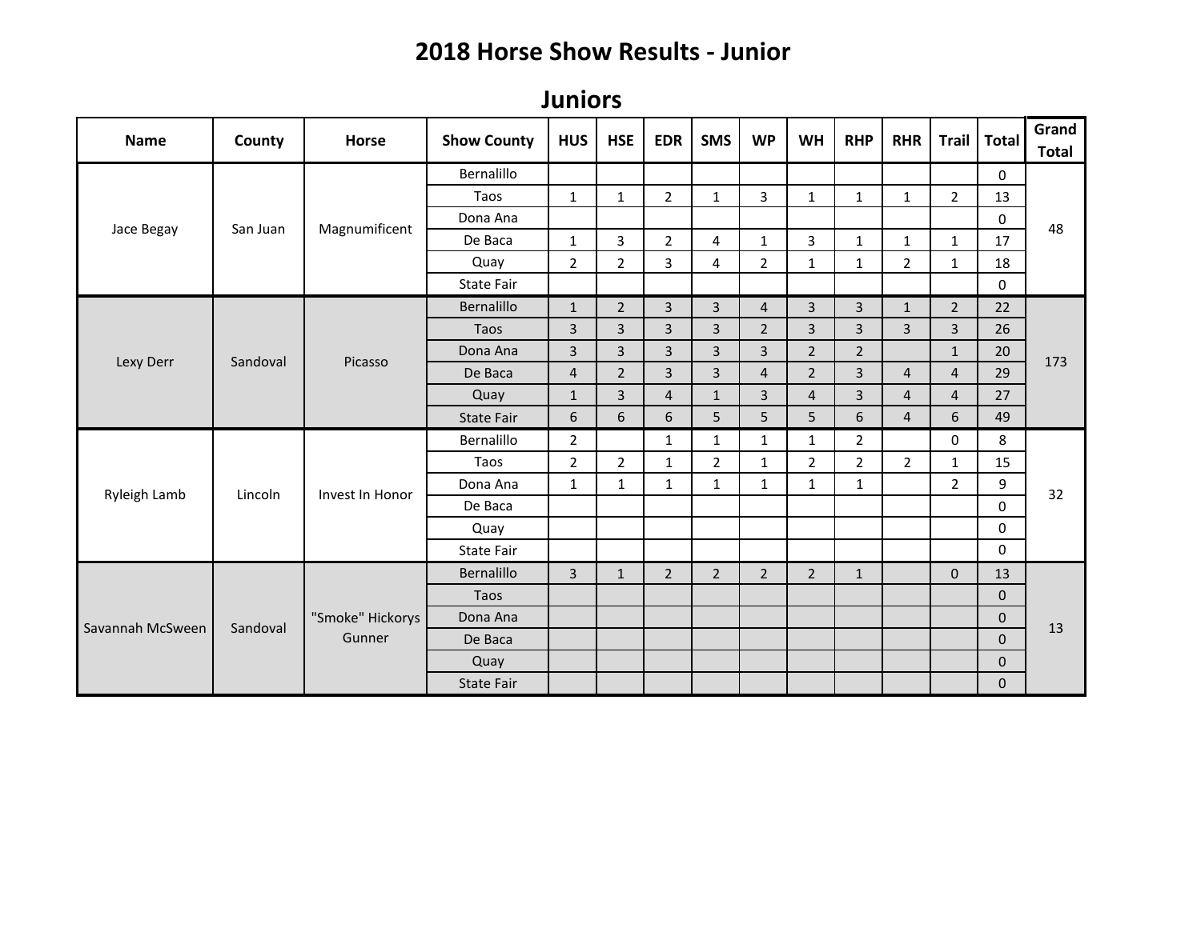# 2018 Horse Show Results - Junior

## Juniors

| Name | County | Horse | Show County | HUS | HSE | EDR | SMS | WP | WH | RHP | RHR | Trail | Total | Grand Total |
|---|---|---|---|---|---|---|---|---|---|---|---|---|---|---|
| Jace Begay | San Juan | Magnumificent | Bernalillo | | | | | | | | | | 0 | 48 |
| | | | Taos | 1 | 1 | 2 | 1 | 3 | 1 | 1 | 1 | 2 | 13 | |
| | | | Dona Ana | | | | | | | | | | 0 | |
| | | | De Baca | 1 | 3 | 2 | 4 | 1 | 3 | 1 | 1 | 1 | 17 | |
| | | | Quay | 2 | 2 | 3 | 4 | 2 | 1 | 1 | 2 | 1 | 18 | |
| | | | State Fair | | | | | | | | | | 0 | |
| Lexy Derr | Sandoval | Picasso | Bernalillo | 1 | 2 | 3 | 3 | 4 | 3 | 3 | 1 | 2 | 22 | 173 |
| | | | Taos | 3 | 3 | 3 | 3 | 2 | 3 | 3 | 3 | 3 | 26 | |
| | | | Dona Ana | 3 | 3 | 3 | 3 | 3 | 2 | 2 | | 1 | 20 | |
| | | | De Baca | 4 | 2 | 3 | 3 | 4 | 2 | 3 | 4 | 4 | 29 | |
| | | | Quay | 1 | 3 | 4 | 1 | 3 | 4 | 3 | 4 | 4 | 27 | |
| | | | State Fair | 6 | 6 | 6 | 5 | 5 | 5 | 6 | 4 | 6 | 49 | |
| Ryleigh Lamb | Lincoln | Invest In Honor | Bernalillo | 2 | | 1 | 1 | 1 | 1 | 2 | | 0 | 8 | 32 |
| | | | Taos | 2 | 2 | 1 | 2 | 1 | 2 | 2 | 2 | 1 | 15 | |
| | | | Dona Ana | 1 | 1 | 1 | 1 | 1 | 1 | 1 | | 2 | 9 | |
| | | | De Baca | | | | | | | | | | 0 | |
| | | | Quay | | | | | | | | | | 0 | |
| | | | State Fair | | | | | | | | | | 0 | |
| Savannah McSween | Sandoval | "Smoke" Hickorys Gunner | Bernalillo | 3 | 1 | 2 | 2 | 2 | 2 | 1 | | 0 | 13 | 13 |
| | | | Taos | | | | | | | | | | 0 | |
| | | | Dona Ana | | | | | | | | | | 0 | |
| | | | De Baca | | | | | | | | | | 0 | |
| | | | Quay | | | | | | | | | | 0 | |
| | | | State Fair | | | | | | | | | | 0 | |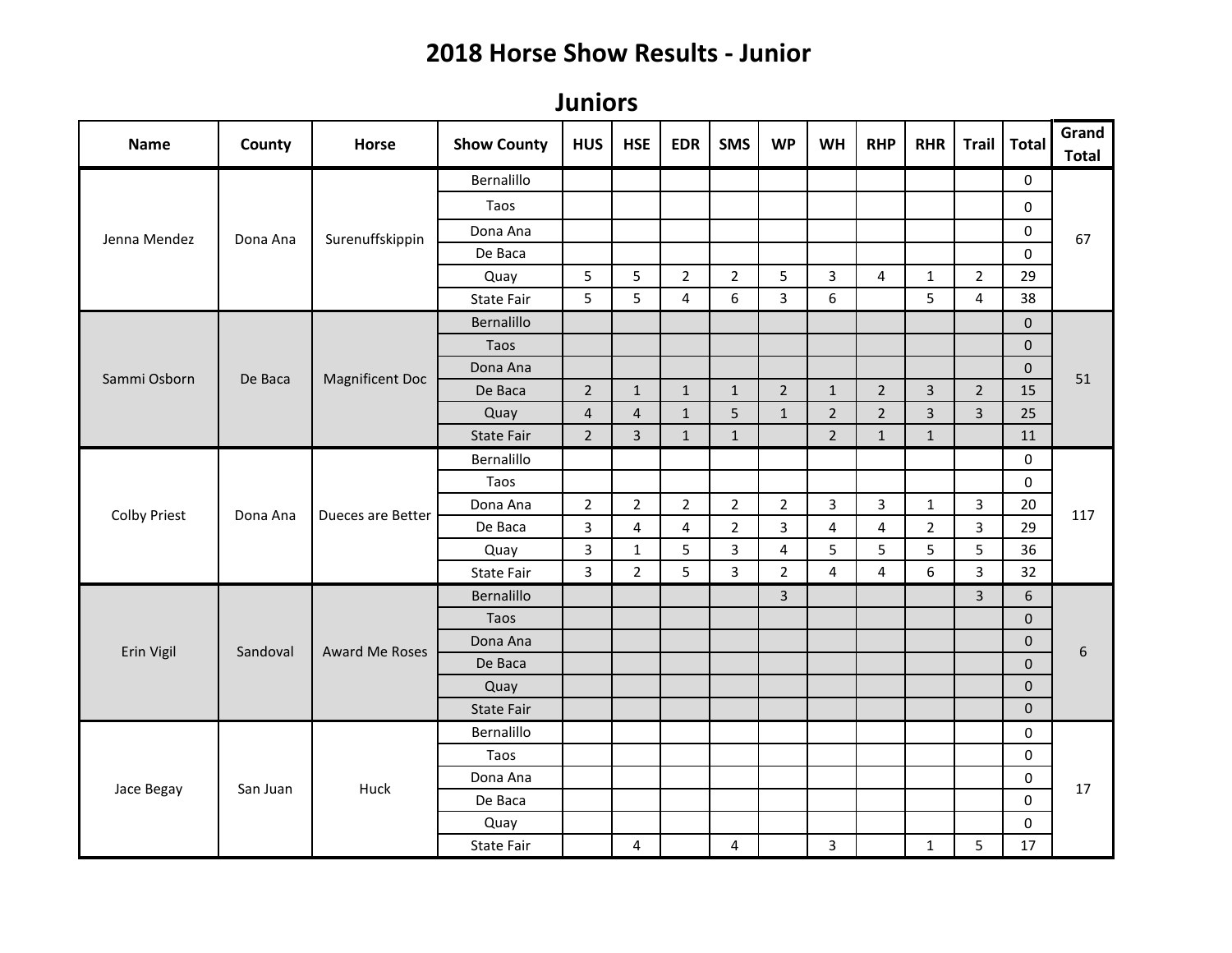# 2018 Horse Show Results - Junior

## Juniors

| Name | County | Horse | Show County | HUS | HSE | EDR | SMS | WP | WH | RHP | RHR | Trail | Total | Grand Total |
|---|---|---|---|---|---|---|---|---|---|---|---|---|---|---|
| Jenna Mendez | Dona Ana | Surenuffskippin | Bernalillo | | | | | | | | | | 0 | 67 |
| | | | Taos | | | | | | | | | | 0 | |
| | | | Dona Ana | | | | | | | | | | 0 | |
| | | | De Baca | | | | | | | | | | 0 | |
| | | | Quay | 5 | 5 | 2 | 2 | 5 | 3 | 4 | 1 | 2 | 29 | |
| | | | State Fair | 5 | 5 | 4 | 6 | 3 | 6 | | 5 | 4 | 38 | |
| Sammi Osborn | De Baca | Magnificent Doc | Bernalillo | | | | | | | | | | 0 | 51 |
| | | | Taos | | | | | | | | | | 0 | |
| | | | Dona Ana | | | | | | | | | | 0 | |
| | | | De Baca | 2 | 1 | 1 | 1 | 2 | 1 | 2 | 3 | 2 | 15 | |
| | | | Quay | 4 | 4 | 1 | 5 | 1 | 2 | 2 | 3 | 3 | 25 | |
| | | | State Fair | 2 | 3 | 1 | 1 | | 2 | 1 | 1 | | 11 | |
| Colby Priest | Dona Ana | Dueces are Better | Bernalillo | | | | | | | | | | 0 | 117 |
| | | | Taos | | | | | | | | | | 0 | |
| | | | Dona Ana | 2 | 2 | 2 | 2 | 2 | 3 | 3 | 1 | 3 | 20 | |
| | | | De Baca | 3 | 4 | 4 | 2 | 3 | 4 | 4 | 2 | 3 | 29 | |
| | | | Quay | 3 | 1 | 5 | 3 | 4 | 5 | 5 | 5 | 5 | 36 | |
| | | | State Fair | 3 | 2 | 5 | 3 | 2 | 4 | 4 | 6 | 3 | 32 | |
| Erin Vigil | Sandoval | Award Me Roses | Bernalillo | | | | | 3 | | | | 3 | 6 | 6 |
| | | | Taos | | | | | | | | | | 0 | |
| | | | Dona Ana | | | | | | | | | | 0 | |
| | | | De Baca | | | | | | | | | | 0 | |
| | | | Quay | | | | | | | | | | 0 | |
| | | | State Fair | | | | | | | | | | 0 | |
| Jace Begay | San Juan | Huck | Bernalillo | | | | | | | | | | 0 | 17 |
| | | | Taos | | | | | | | | | | 0 | |
| | | | Dona Ana | | | | | | | | | | 0 | |
| | | | De Baca | | | | | | | | | | 0 | |
| | | | Quay | | | | | | | | | | 0 | |
| | | | State Fair | | 4 | | 4 | | 3 | | 1 | 5 | 17 | |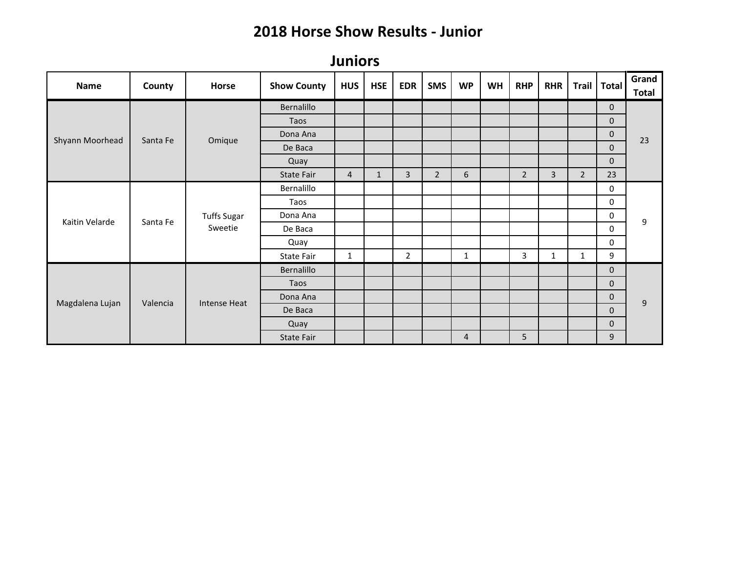# 2018 Horse Show Results - Junior

## Juniors

| Name | County | Horse | Show County | HUS | HSE | EDR | SMS | WP | WH | RHP | RHR | Trail | Total | Grand Total |
|---|---|---|---|---|---|---|---|---|---|---|---|---|---|---|
| Shyann Moorhead | Santa Fe | Omique | Bernalillo | | | | | | | | | | 0 | 23 |
| | | | Taos | | | | | | | | | | 0 | |
| | | | Dona Ana | | | | | | | | | | 0 | |
| | | | De Baca | | | | | | | | | | 0 | |
| | | | Quay | | | | | | | | | | 0 | |
| | | | State Fair | 4 | 1 | 3 | 2 | 6 | | 2 | 3 | 2 | 23 | |
| Kaitin Velarde | Santa Fe | Tuffs Sugar Sweetie | Bernalillo | | | | | | | | | | 0 | 9 |
| | | | Taos | | | | | | | | | | 0 | |
| | | | Dona Ana | | | | | | | | | | 0 | |
| | | | De Baca | | | | | | | | | | 0 | |
| | | | Quay | | | | | | | | | | 0 | |
| | | | State Fair | 1 | | 2 | | 1 | | 3 | 1 | 1 | 9 | |
| Magdalena Lujan | Valencia | Intense Heat | Bernalillo | | | | | | | | | | 0 | 9 |
| | | | Taos | | | | | | | | | | 0 | |
| | | | Dona Ana | | | | | | | | | | 0 | |
| | | | De Baca | | | | | | | | | | 0 | |
| | | | Quay | | | | | | | | | | 0 | |
| | | | State Fair | | | | | 4 | | 5 | | | 9 | |